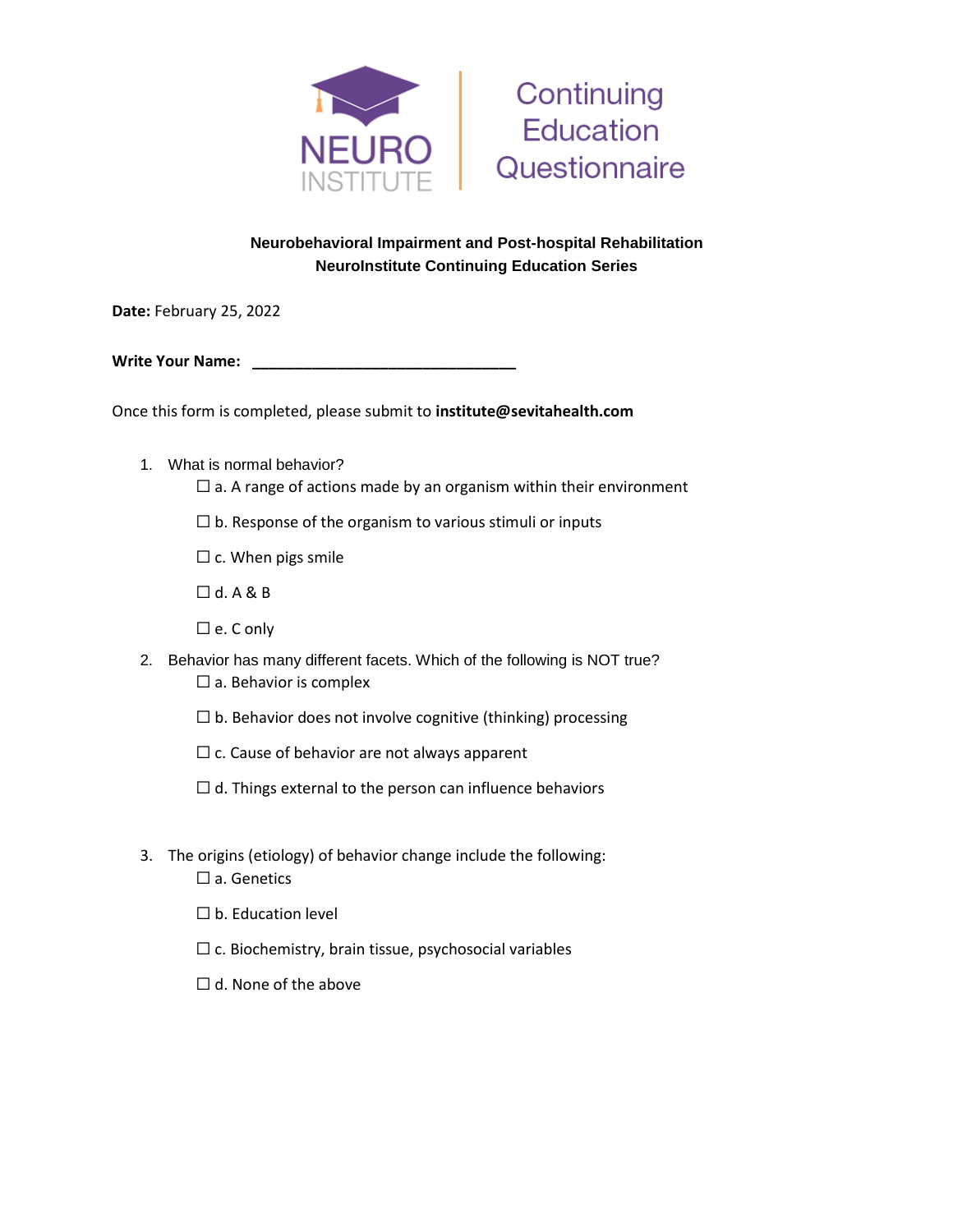NEURO INSTITUTE | Continuing Education Questionnaire

**Neurobehavioral Impairment and Post-hospital Rehabilitation**
**NeuroInstitute Continuing Education Series**

**Date:** February 25, 2022

**Write Your Name:** ________________________________

Once this form is completed, please submit to **institute@sevitahealth.com**

1. What is normal behavior?
   - ☐ a. A range of actions made by an organism within their environment
   - ☐ b. Response of the organism to various stimuli or inputs
   - ☐ c. When pigs smile
   - ☐ d. A & B
   - ☐ e. C only

2. Behavior has many different facets. Which of the following is NOT true?
   - ☐ a. Behavior is complex
   - ☐ b. Behavior does not involve cognitive (thinking) processing
   - ☐ c. Cause of behavior are not always apparent
   - ☐ d. Things external to the person can influence behaviors

3. The origins (etiology) of behavior change include the following:
   - ☐ a. Genetics
   - ☐ b. Education level
   - ☐ c. Biochemistry, brain tissue, psychosocial variables
   - ☐ d. None of the above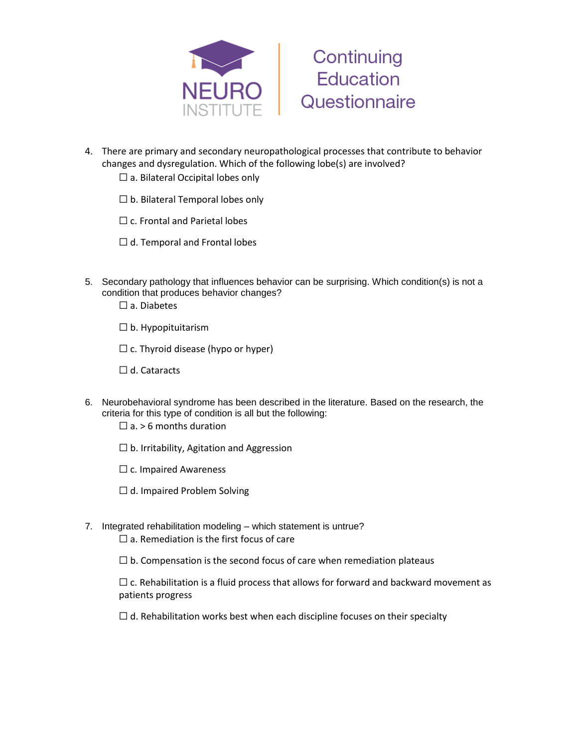# Continuing Education Questionnaire

4. There are primary and secondary neuropathological processes that contribute to behavior changes and dysregulation. Which of the following lobe(s) are involved?

   ☐ a. Bilateral Occipital lobes only

   ☐ b. Bilateral Temporal lobes only

   ☐ c. Frontal and Parietal lobes

   ☐ d. Temporal and Frontal lobes

5. Secondary pathology that influences behavior can be surprising. Which condition(s) is not a condition that produces behavior changes?

   ☐ a. Diabetes

   ☐ b. Hypopituitarism

   ☐ c. Thyroid disease (hypo or hyper)

   ☐ d. Cataracts

6. Neurobehavioral syndrome has been described in the literature. Based on the research, the criteria for this type of condition is all but the following:

   ☐ a. > 6 months duration

   ☐ b. Irritability, Agitation and Aggression

   ☐ c. Impaired Awareness

   ☐ d. Impaired Problem Solving

7. Integrated rehabilitation modeling – which statement is untrue?

   ☐ a. Remediation is the first focus of care

   ☐ b. Compensation is the second focus of care when remediation plateaus

   ☐ c. Rehabilitation is a fluid process that allows for forward and backward movement as patients progress

   ☐ d. Rehabilitation works best when each discipline focuses on their specialty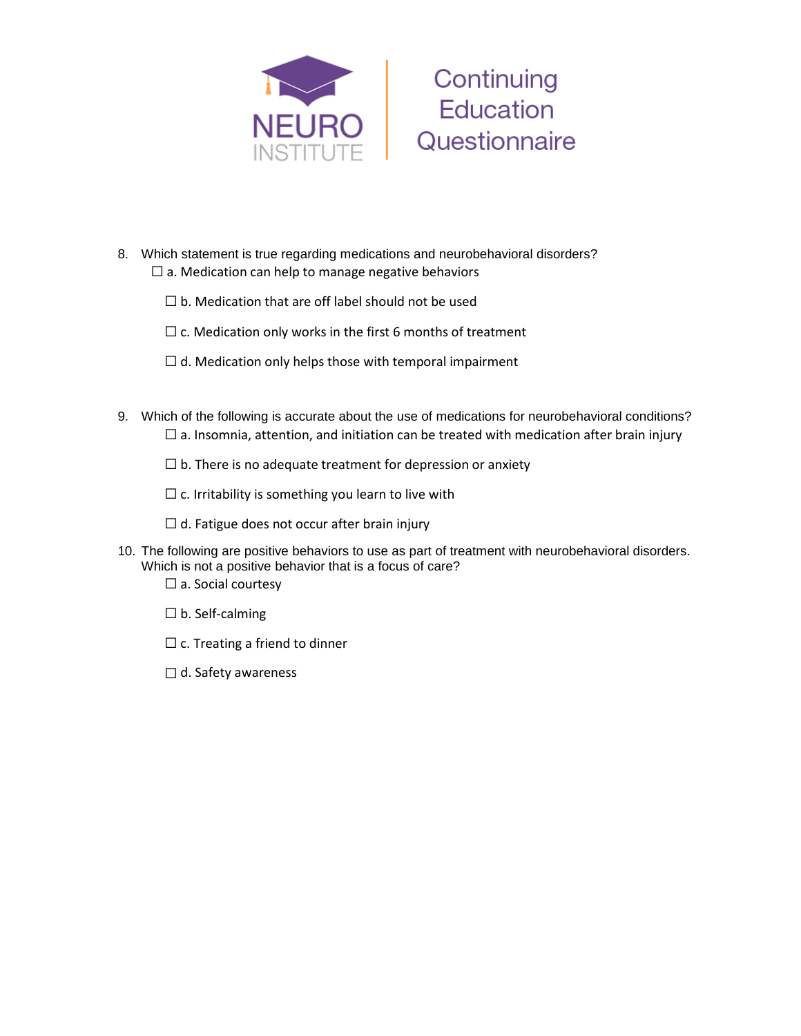NEURO INSTITUTE

Continuing Education Questionnaire

8. Which statement is true regarding medications and neurobehavioral disorders?
   - ☐ a. Medication can help to manage negative behaviors
   - ☐ b. Medication that are off label should not be used
   - ☐ c. Medication only works in the first 6 months of treatment
   - ☐ d. Medication only helps those with temporal impairment

9. Which of the following is accurate about the use of medications for neurobehavioral conditions?
   - ☐ a. Insomnia, attention, and initiation can be treated with medication after brain injury
   - ☐ b. There is no adequate treatment for depression or anxiety
   - ☐ c. Irritability is something you learn to live with
   - ☐ d. Fatigue does not occur after brain injury

10. The following are positive behaviors to use as part of treatment with neurobehavioral disorders. Which is not a positive behavior that is a focus of care?
    - ☐ a. Social courtesy
    - ☐ b. Self-calming
    - ☐ c. Treating a friend to dinner
    - ☐ d. Safety awareness